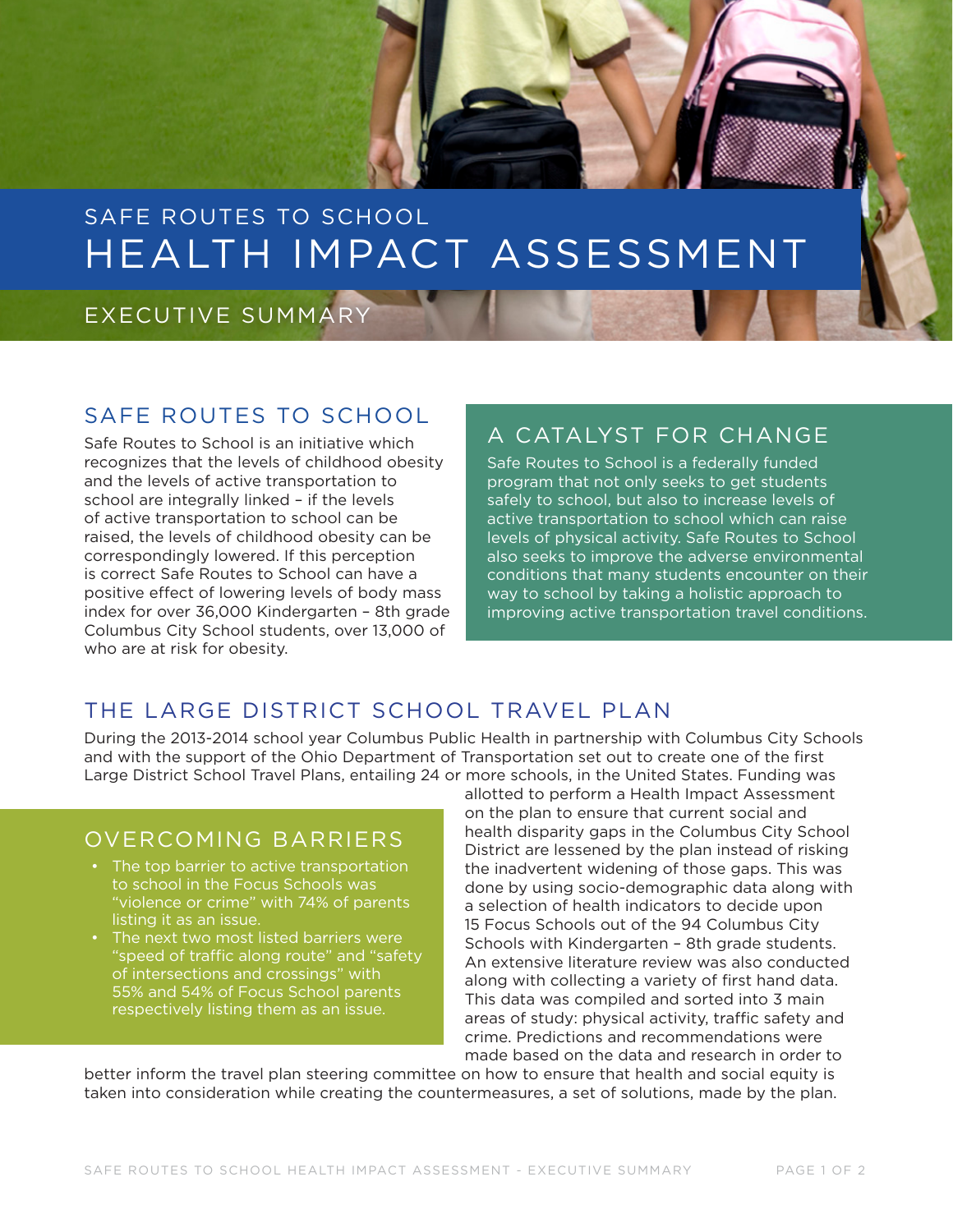# SAFE ROUTES TO SCHOOL
# HEALTH IMPACT ASSESSMENT

## EXECUTIVE SUMMARY

## SAFE ROUTES TO SCHOOL

Safe Routes to School is an initiative which recognizes that the levels of childhood obesity and the levels of active transportation to school are integrally linked – if the levels of active transportation to school can be raised, the levels of childhood obesity can be correspondingly lowered. If this perception is correct Safe Routes to School can have a positive effect of lowering levels of body mass index for over 36,000 Kindergarten – 8th grade Columbus City School students, over 13,000 of who are at risk for obesity.

## A CATALYST FOR CHANGE

Safe Routes to School is a federally funded program that not only seeks to get students safely to school, but also to increase levels of active transportation to school which can raise levels of physical activity. Safe Routes to School also seeks to improve the adverse environmental conditions that many students encounter on their way to school by taking a holistic approach to improving active transportation travel conditions.

## THE LARGE DISTRICT SCHOOL TRAVEL PLAN

During the 2013-2014 school year Columbus Public Health in partnership with Columbus City Schools and with the support of the Ohio Department of Transportation set out to create one of the first Large District School Travel Plans, entailing 24 or more schools, in the United States. Funding was allotted to perform a Health Impact Assessment on the plan to ensure that current social and health disparity gaps in the Columbus City School District are lessened by the plan instead of risking the inadvertent widening of those gaps. This was done by using socio-demographic data along with a selection of health indicators to decide upon 15 Focus Schools out of the 94 Columbus City Schools with Kindergarten – 8th grade students. An extensive literature review was also conducted along with collecting a variety of first hand data. This data was compiled and sorted into 3 main areas of study: physical activity, traffic safety and crime. Predictions and recommendations were made based on the data and research in order to better inform the travel plan steering committee on how to ensure that health and social equity is taken into consideration while creating the countermeasures, a set of solutions, made by the plan.

## OVERCOMING BARRIERS

- The top barrier to active transportation to school in the Focus Schools was "violence or crime" with 74% of parents listing it as an issue.
- The next two most listed barriers were "speed of traffic along route" and "safety of intersections and crossings" with 55% and 54% of Focus School parents respectively listing them as an issue.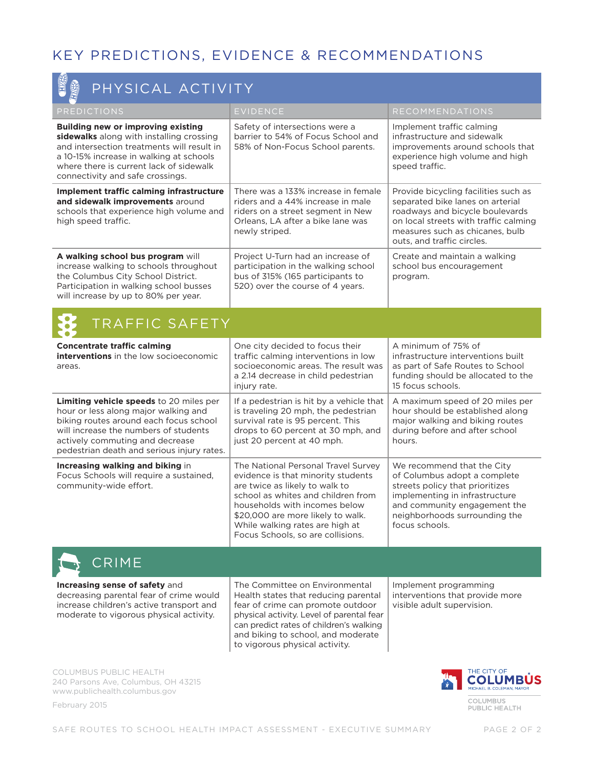# KEY PREDICTIONS, EVIDENCE & RECOMMENDATIONS

## PHYSICAL ACTIVITY

| PREDICTIONS | EVIDENCE | RECOMMENDATIONS |
|---|---|---|
| **Building new or improving existing sidewalks** along with installing crossing and intersection treatments will result in a 10-15% increase in walking at schools where there is current lack of sidewalk connectivity and safe crossings. | Safety of intersections were a barrier to 54% of Focus School and 58% of Non-Focus School parents. | Implement traffic calming infrastructure and sidewalk improvements around schools that experience high volume and high speed traffic. |
| **Implement traffic calming infrastructure and sidewalk improvements** around schools that experience high volume and high speed traffic. | There was a 133% increase in female riders and a 44% increase in male riders on a street segment in New Orleans, LA after a bike lane was newly striped. | Provide bicycling facilities such as separated bike lanes on arterial roadways and bicycle boulevards on local streets with traffic calming measures such as chicanes, bulb outs, and traffic circles. |
| **A walking school bus program** will increase walking to schools throughout the Columbus City School District. Participation in walking school busses will increase by up to 80% per year. | Project U-Turn had an increase of participation in the walking school bus of 315% (165 participants to 520) over the course of 4 years. | Create and maintain a walking school bus encouragement program. |

## TRAFFIC SAFETY

| PREDICTIONS | EVIDENCE | RECOMMENDATIONS |
|---|---|---|
| **Concentrate traffic calming interventions** in the low socioeconomic areas. | One city decided to focus their traffic calming interventions in low socioeconomic areas. The result was a 2.14 decrease in child pedestrian injury rate. | A minimum of 75% of infrastructure interventions built as part of Safe Routes to School funding should be allocated to the 15 focus schools. |
| **Limiting vehicle speeds** to 20 miles per hour or less along major walking and biking routes around each focus school will increase the numbers of students actively commuting and decrease pedestrian death and serious injury rates. | If a pedestrian is hit by a vehicle that is traveling 20 mph, the pedestrian survival rate is 95 percent. This drops to 60 percent at 30 mph, and just 20 percent at 40 mph. | A maximum speed of 20 miles per hour should be established along major walking and biking routes during before and after school hours. |
| **Increasing walking and biking** in Focus Schools will require a sustained, community-wide effort. | The National Personal Travel Survey evidence is that minority students are twice as likely to walk to school as whites and children from households with incomes below $20,000 are more likely to walk. While walking rates are high at Focus Schools, so are collisions. | We recommend that the City of Columbus adopt a complete streets policy that prioritizes implementing in infrastructure and community engagement the neighborhoods surrounding the focus schools. |

## CRIME

| PREDICTIONS | EVIDENCE | RECOMMENDATIONS |
|---|---|---|
| **Increasing sense of safety** and decreasing parental fear of crime would increase children's active transport and moderate to vigorous physical activity. | The Committee on Environmental Health states that reducing parental fear of crime can promote outdoor physical activity. Level of parental fear can predict rates of children's walking and biking to school, and moderate to vigorous physical activity. | Implement programming interventions that provide more visible adult supervision. |

COLUMBUS PUBLIC HEALTH
240 Parsons Ave, Columbus, OH 43215
www.publichealth.columbus.gov

February 2015

THE CITY OF COLUMBUS
MICHAEL B. COLEMAN, MAYOR
COLUMBUS PUBLIC HEALTH